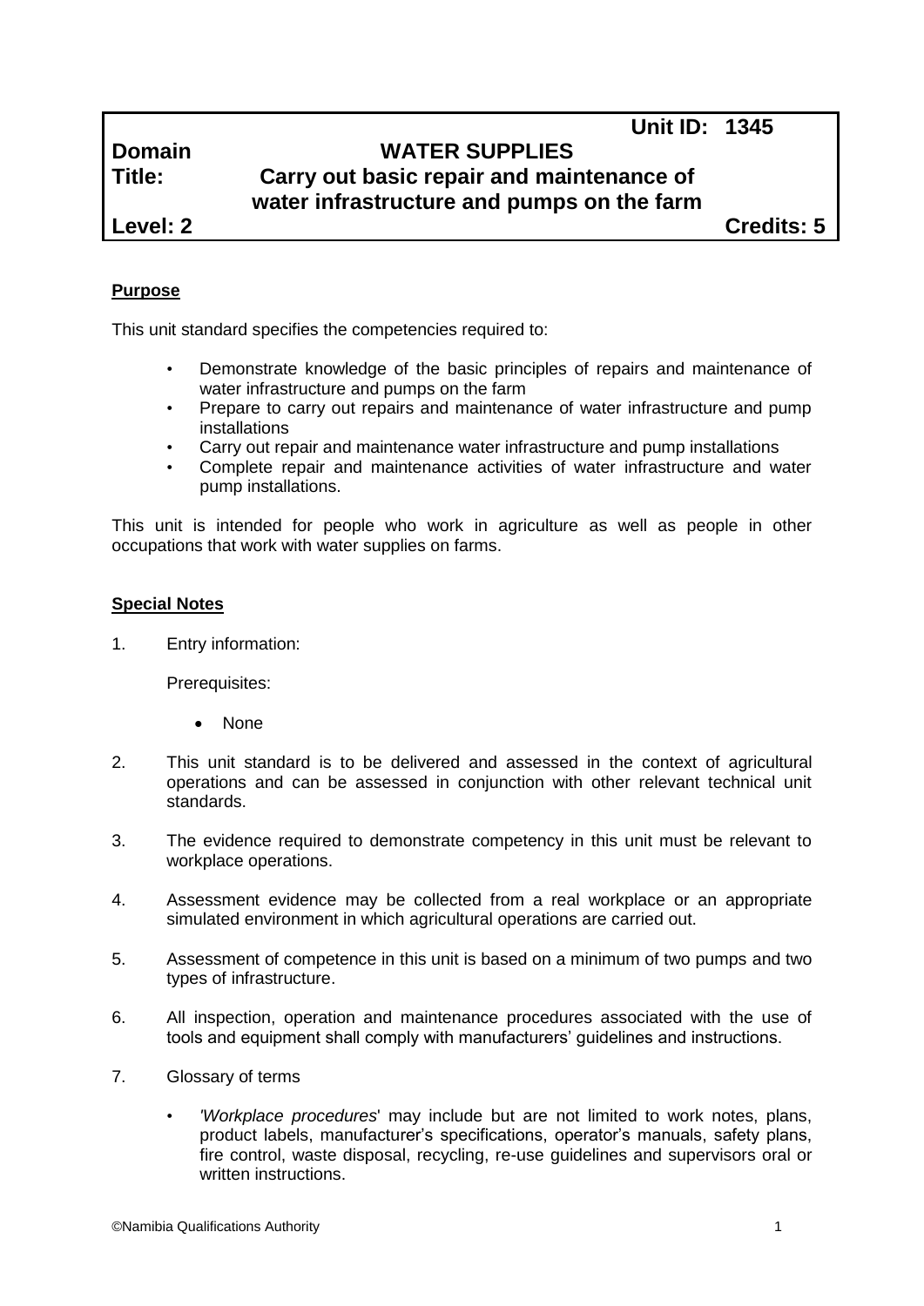| | | |
|---|---|---|
| | | **Unit ID: 1345** |
| **Domain** | **WATER SUPPLIES** | |
| **Title:** | **Carry out basic repair and maintenance of water infrastructure and pumps on the farm** | |
| **Level: 2** | | **Credits: 5** |

## Purpose

This unit standard specifies the competencies required to:

- Demonstrate knowledge of the basic principles of repairs and maintenance of water infrastructure and pumps on the farm
- Prepare to carry out repairs and maintenance of water infrastructure and pump installations
- Carry out repair and maintenance water infrastructure and pump installations
- Complete repair and maintenance activities of water infrastructure and water pump installations.

This unit is intended for people who work in agriculture as well as people in other occupations that work with water supplies on farms.

## Special Notes

1. Entry information:

   Prerequisites:

   - None

2. This unit standard is to be delivered and assessed in the context of agricultural operations and can be assessed in conjunction with other relevant technical unit standards.

3. The evidence required to demonstrate competency in this unit must be relevant to workplace operations.

4. Assessment evidence may be collected from a real workplace or an appropriate simulated environment in which agricultural operations are carried out.

5. Assessment of competence in this unit is based on a minimum of two pumps and two types of infrastructure.

6. All inspection, operation and maintenance procedures associated with the use of tools and equipment shall comply with manufacturers' guidelines and instructions.

7. Glossary of terms

   - *'Workplace procedures*' may include but are not limited to work notes, plans, product labels, manufacturer's specifications, operator's manuals, safety plans, fire control, waste disposal, recycling, re-use guidelines and supervisors oral or written instructions.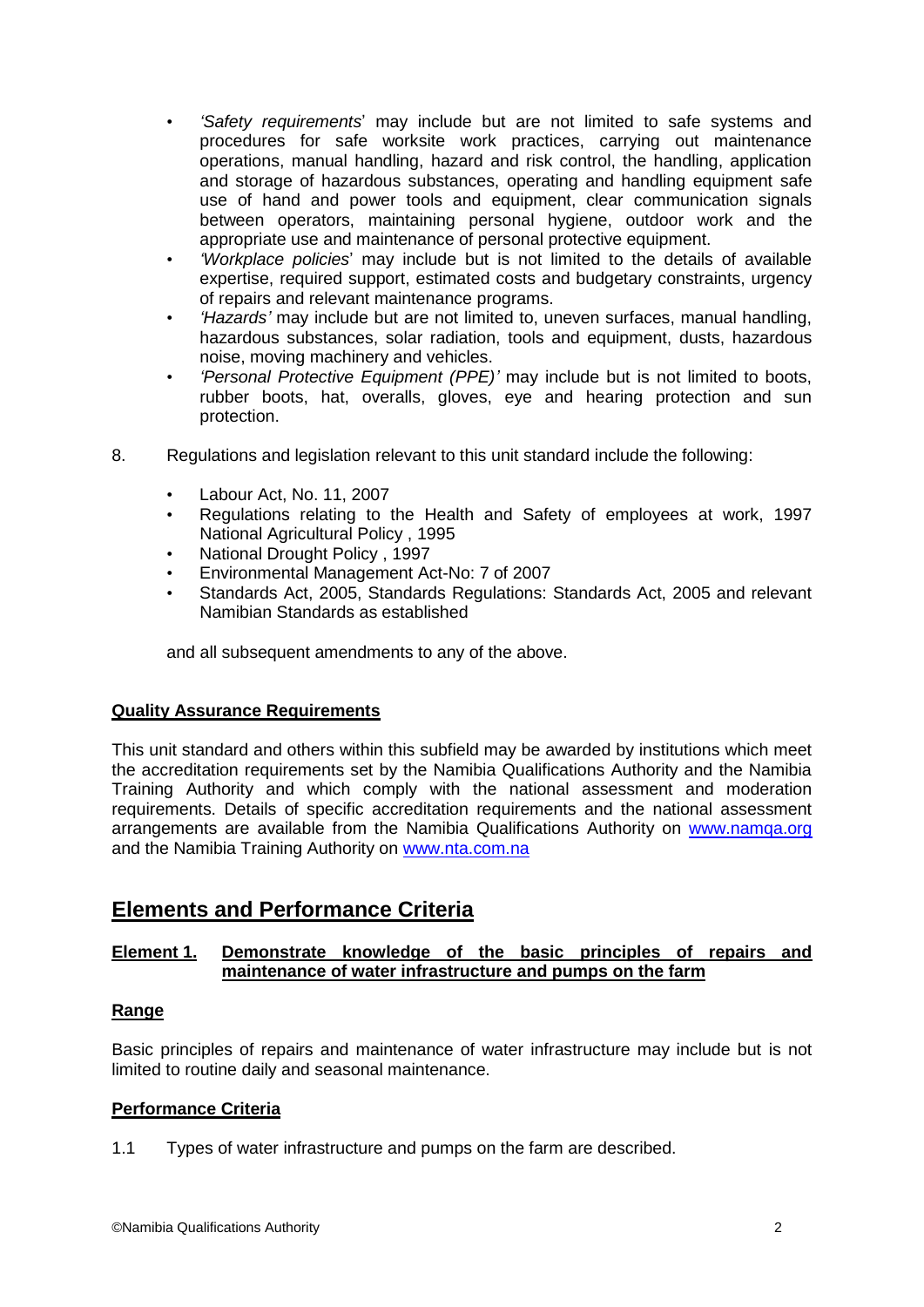- *'Safety requirements'* may include but are not limited to safe systems and procedures for safe worksite work practices, carrying out maintenance operations, manual handling, hazard and risk control, the handling, application and storage of hazardous substances, operating and handling equipment safe use of hand and power tools and equipment, clear communication signals between operators, maintaining personal hygiene, outdoor work and the appropriate use and maintenance of personal protective equipment.
- *'Workplace policies'* may include but is not limited to the details of available expertise, required support, estimated costs and budgetary constraints, urgency of repairs and relevant maintenance programs.
- *'Hazards'* may include but are not limited to, uneven surfaces, manual handling, hazardous substances, solar radiation, tools and equipment, dusts, hazardous noise, moving machinery and vehicles.
- *'Personal Protective Equipment (PPE)'* may include but is not limited to boots, rubber boots, hat, overalls, gloves, eye and hearing protection and sun protection.

8. Regulations and legislation relevant to this unit standard include the following:

   - Labour Act, No. 11, 2007
   - Regulations relating to the Health and Safety of employees at work, 1997 National Agricultural Policy , 1995
   - National Drought Policy , 1997
   - Environmental Management Act-No: 7 of 2007
   - Standards Act, 2005, Standards Regulations: Standards Act, 2005 and relevant Namibian Standards as established

   and all subsequent amendments to any of the above.

**Quality Assurance Requirements**

This unit standard and others within this subfield may be awarded by institutions which meet the accreditation requirements set by the Namibia Qualifications Authority and the Namibia Training Authority and which comply with the national assessment and moderation requirements. Details of specific accreditation requirements and the national assessment arrangements are available from the Namibia Qualifications Authority on www.namqa.org and the Namibia Training Authority on www.nta.com.na

## Elements and Performance Criteria

**Element 1. Demonstrate knowledge of the basic principles of repairs and maintenance of water infrastructure and pumps on the farm**

**Range**

Basic principles of repairs and maintenance of water infrastructure may include but is not limited to routine daily and seasonal maintenance.

**Performance Criteria**

1.1 Types of water infrastructure and pumps on the farm are described.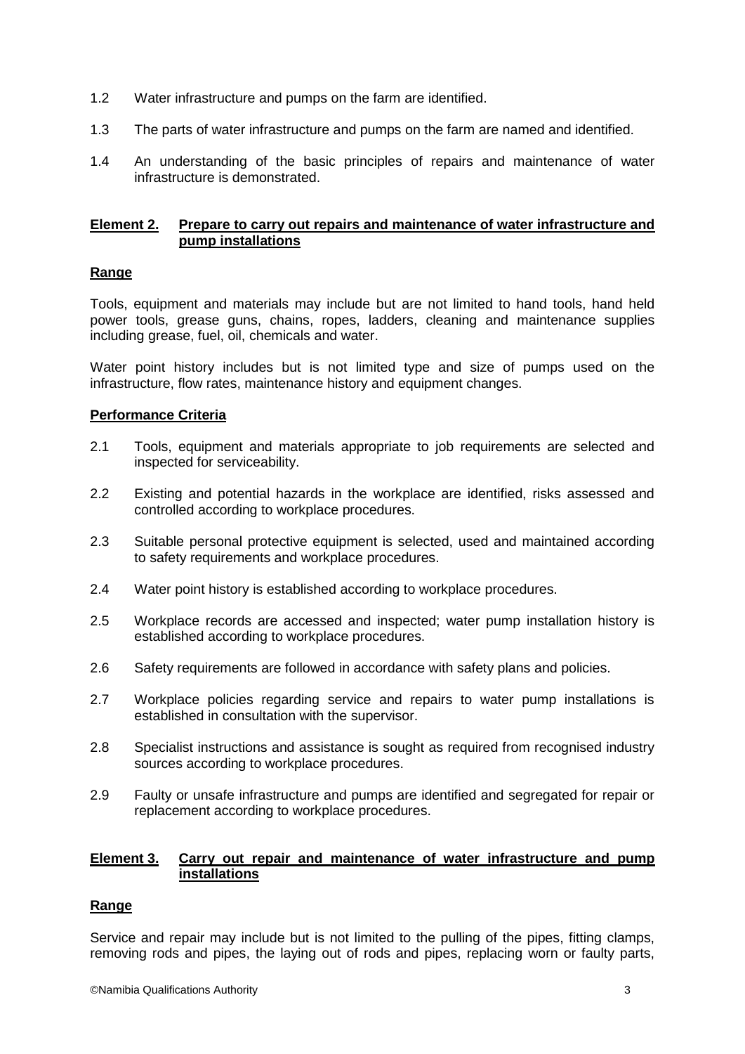1.2 Water infrastructure and pumps on the farm are identified.

1.3 The parts of water infrastructure and pumps on the farm are named and identified.

1.4 An understanding of the basic principles of repairs and maintenance of water infrastructure is demonstrated.

**Element 2. Prepare to carry out repairs and maintenance of water infrastructure and pump installations**

**Range**

Tools, equipment and materials may include but are not limited to hand tools, hand held power tools, grease guns, chains, ropes, ladders, cleaning and maintenance supplies including grease, fuel, oil, chemicals and water.

Water point history includes but is not limited type and size of pumps used on the infrastructure, flow rates, maintenance history and equipment changes.

**Performance Criteria**

2.1 Tools, equipment and materials appropriate to job requirements are selected and inspected for serviceability.

2.2 Existing and potential hazards in the workplace are identified, risks assessed and controlled according to workplace procedures.

2.3 Suitable personal protective equipment is selected, used and maintained according to safety requirements and workplace procedures.

2.4 Water point history is established according to workplace procedures.

2.5 Workplace records are accessed and inspected; water pump installation history is established according to workplace procedures.

2.6 Safety requirements are followed in accordance with safety plans and policies.

2.7 Workplace policies regarding service and repairs to water pump installations is established in consultation with the supervisor.

2.8 Specialist instructions and assistance is sought as required from recognised industry sources according to workplace procedures.

2.9 Faulty or unsafe infrastructure and pumps are identified and segregated for repair or replacement according to workplace procedures.

**Element 3. Carry out repair and maintenance of water infrastructure and pump installations**

**Range**

Service and repair may include but is not limited to the pulling of the pipes, fitting clamps, removing rods and pipes, the laying out of rods and pipes, replacing worn or faulty parts,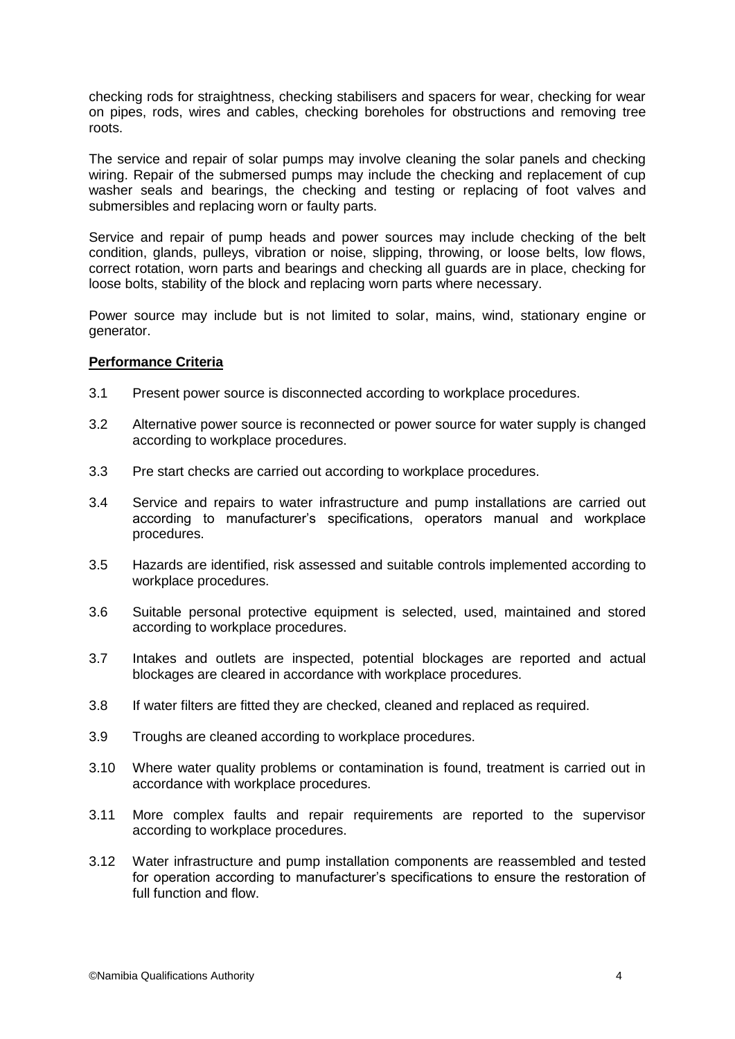checking rods for straightness, checking stabilisers and spacers for wear, checking for wear on pipes, rods, wires and cables, checking boreholes for obstructions and removing tree roots.

The service and repair of solar pumps may involve cleaning the solar panels and checking wiring. Repair of the submersed pumps may include the checking and replacement of cup washer seals and bearings, the checking and testing or replacing of foot valves and submersibles and replacing worn or faulty parts.

Service and repair of pump heads and power sources may include checking of the belt condition, glands, pulleys, vibration or noise, slipping, throwing, or loose belts, low flows, correct rotation, worn parts and bearings and checking all guards are in place, checking for loose bolts, stability of the block and replacing worn parts where necessary.

Power source may include but is not limited to solar, mains, wind, stationary engine or generator.

**Performance Criteria**

3.1 Present power source is disconnected according to workplace procedures.

3.2 Alternative power source is reconnected or power source for water supply is changed according to workplace procedures.

3.3 Pre start checks are carried out according to workplace procedures.

3.4 Service and repairs to water infrastructure and pump installations are carried out according to manufacturer's specifications, operators manual and workplace procedures.

3.5 Hazards are identified, risk assessed and suitable controls implemented according to workplace procedures.

3.6 Suitable personal protective equipment is selected, used, maintained and stored according to workplace procedures.

3.7 Intakes and outlets are inspected, potential blockages are reported and actual blockages are cleared in accordance with workplace procedures.

3.8 If water filters are fitted they are checked, cleaned and replaced as required.

3.9 Troughs are cleaned according to workplace procedures.

3.10 Where water quality problems or contamination is found, treatment is carried out in accordance with workplace procedures.

3.11 More complex faults and repair requirements are reported to the supervisor according to workplace procedures.

3.12 Water infrastructure and pump installation components are reassembled and tested for operation according to manufacturer's specifications to ensure the restoration of full function and flow.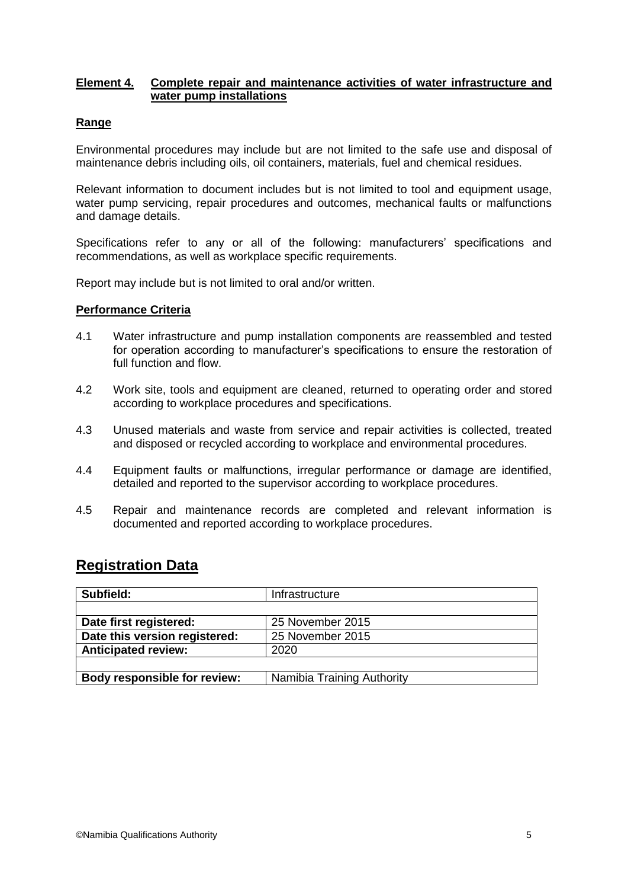**Element 4. Complete repair and maintenance activities of water infrastructure and water pump installations**

**Range**

Environmental procedures may include but are not limited to the safe use and disposal of maintenance debris including oils, oil containers, materials, fuel and chemical residues.

Relevant information to document includes but is not limited to tool and equipment usage, water pump servicing, repair procedures and outcomes, mechanical faults or malfunctions and damage details.

Specifications refer to any or all of the following: manufacturers' specifications and recommendations, as well as workplace specific requirements.

Report may include but is not limited to oral and/or written.

**Performance Criteria**

4.1 Water infrastructure and pump installation components are reassembled and tested for operation according to manufacturer's specifications to ensure the restoration of full function and flow.

4.2 Work site, tools and equipment are cleaned, returned to operating order and stored according to workplace procedures and specifications.

4.3 Unused materials and waste from service and repair activities is collected, treated and disposed or recycled according to workplace and environmental procedures.

4.4 Equipment faults or malfunctions, irregular performance or damage are identified, detailed and reported to the supervisor according to workplace procedures.

4.5 Repair and maintenance records are completed and relevant information is documented and reported according to workplace procedures.

## Registration Data

| | |
|---|---|
| **Subfield:** | Infrastructure |
| | |
| **Date first registered:** | 25 November 2015 |
| **Date this version registered:** | 25 November 2015 |
| **Anticipated review:** | 2020 |
| | |
| **Body responsible for review:** | Namibia Training Authority |